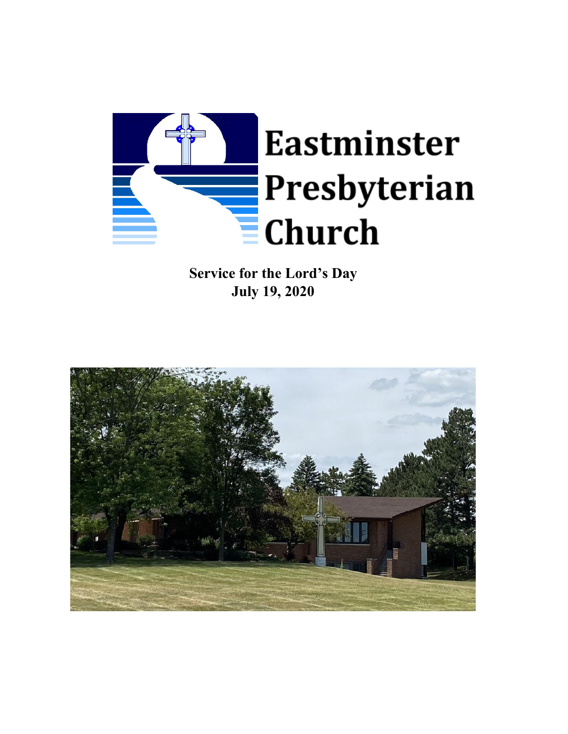# Eastminster Presbyterian Church

**Service for the Lord's Day**
**July 19, 2020**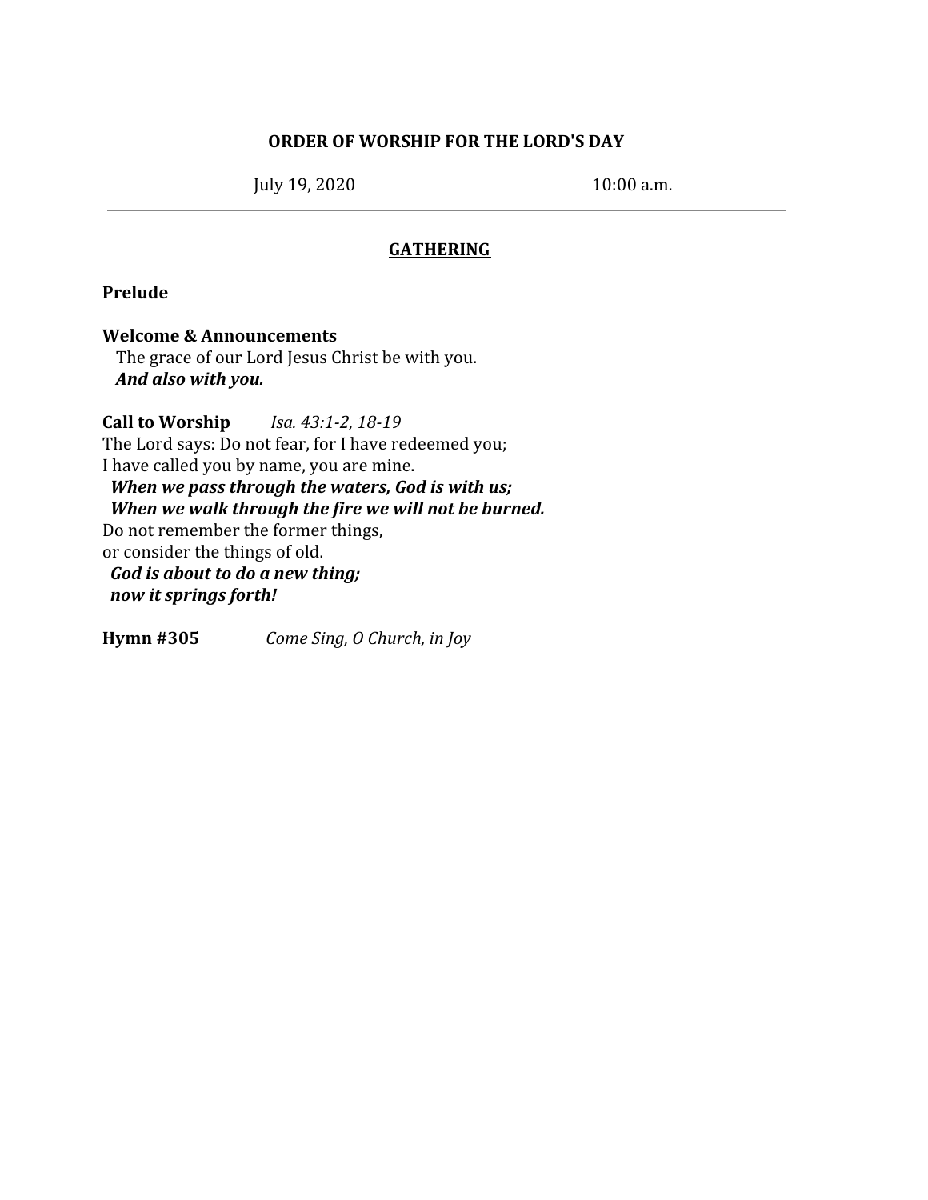**ORDER OF WORSHIP FOR THE LORD'S DAY**

July 19, 2020 10:00 a.m.

---

**GATHERING**

**Prelude**

**Welcome & Announcements**
The grace of our Lord Jesus Christ be with you.
***And also with you.***

**Call to Worship** *Isa. 43:1-2, 18-19*
The Lord says: Do not fear, for I have redeemed you;
I have called you by name, you are mine.
***When we pass through the waters, God is with us;***
***When we walk through the fire we will not be burned.***
Do not remember the former things,
or consider the things of old.
***God is about to do a new thing;***
***now it springs forth!***

**Hymn #305** *Come Sing, O Church, in Joy*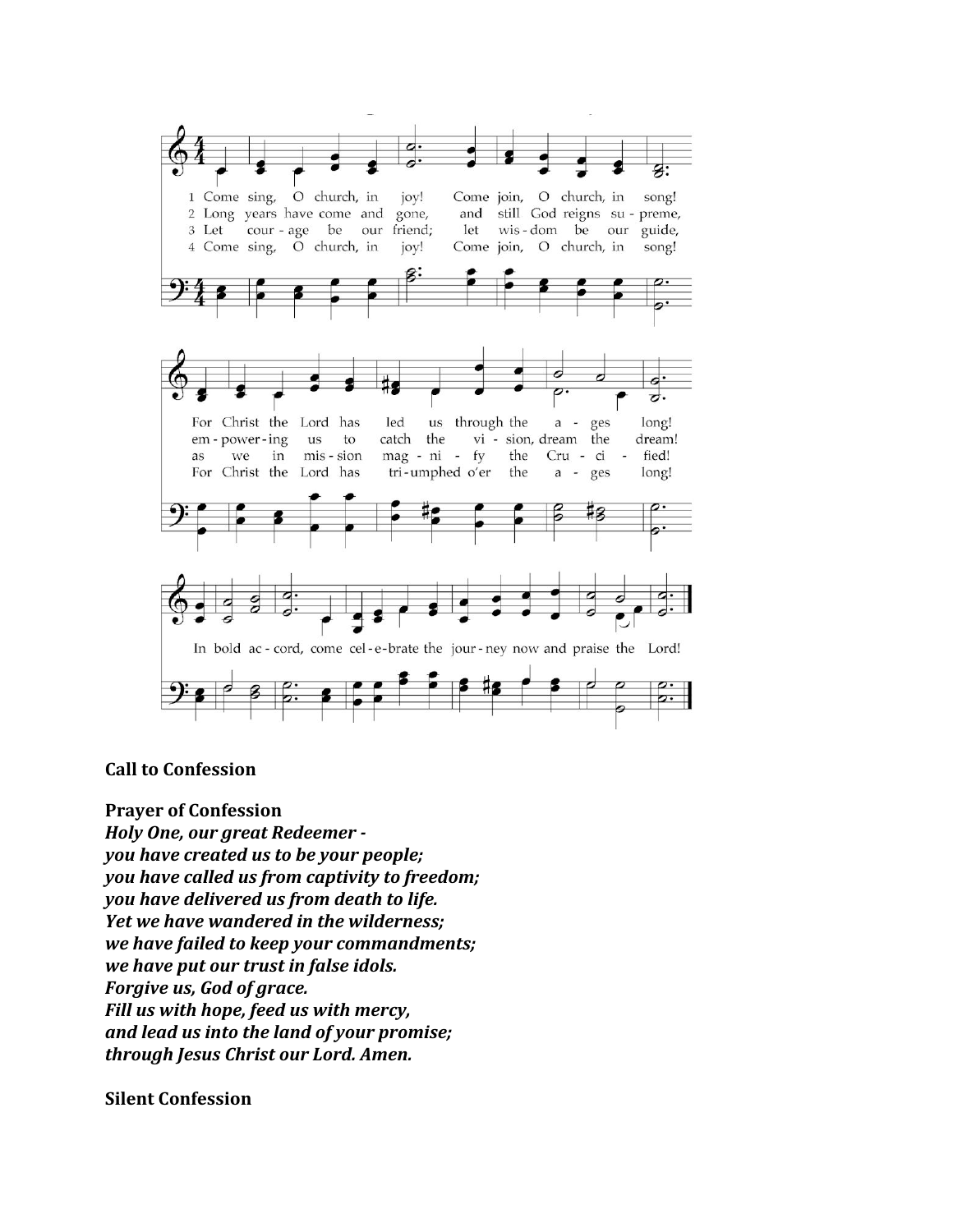1 Come sing, O church, in joy! Come join, O church, in song!
For Christ the Lord has led us through the ages long!
In bold accord, come celebrate the journey now and praise the Lord!

2 Long years have come and gone, and still God reigns supreme,
empowering us to catch the vision, dream the dream!
In bold accord, come celebrate the journey now and praise the Lord!

3 Let courage be our friend; let wisdom be our guide,
as we in mission magnify the Crucified!
In bold accord, come celebrate the journey now and praise the Lord!

4 Come sing, O church, in joy! Come join, O church, in song!
For Christ the Lord has triumphed o'er the ages long!
In bold accord, come celebrate the journey now and praise the Lord!

**Call to Confession**

**Prayer of Confession**

***Holy One, our great Redeemer -***
***you have created us to be your people;***
***you have called us from captivity to freedom;***
***you have delivered us from death to life.***
***Yet we have wandered in the wilderness;***
***we have failed to keep your commandments;***
***we have put our trust in false idols.***
***Forgive us, God of grace.***
***Fill us with hope, feed us with mercy,***
***and lead us into the land of your promise;***
***through Jesus Christ our Lord. Amen.***

**Silent Confession**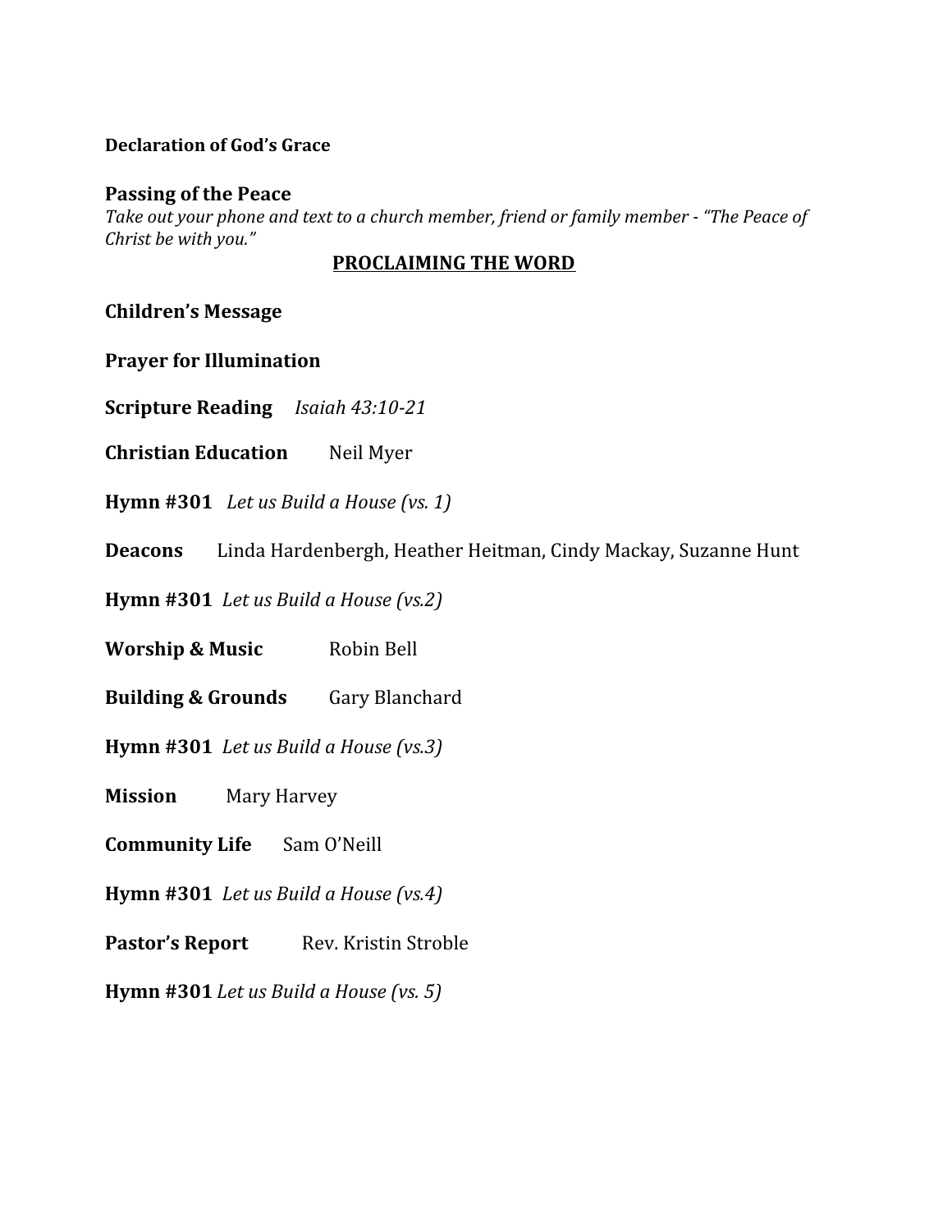**Declaration of God's Grace**

**Passing of the Peace**
*Take out your phone and text to a church member, friend or family member - "The Peace of Christ be with you."*

## PROCLAIMING THE WORD

**Children's Message**

**Prayer for Illumination**

**Scripture Reading** *Isaiah 43:10-21*

**Christian Education** Neil Myer

**Hymn #301** *Let us Build a House (vs. 1)*

**Deacons** Linda Hardenbergh, Heather Heitman, Cindy Mackay, Suzanne Hunt

**Hymn #301** *Let us Build a House (vs.2)*

**Worship & Music** Robin Bell

**Building & Grounds** Gary Blanchard

**Hymn #301** *Let us Build a House (vs.3)*

**Mission** Mary Harvey

**Community Life** Sam O'Neill

**Hymn #301** *Let us Build a House (vs.4)*

**Pastor's Report** Rev. Kristin Stroble

**Hymn #301** *Let us Build a House (vs. 5)*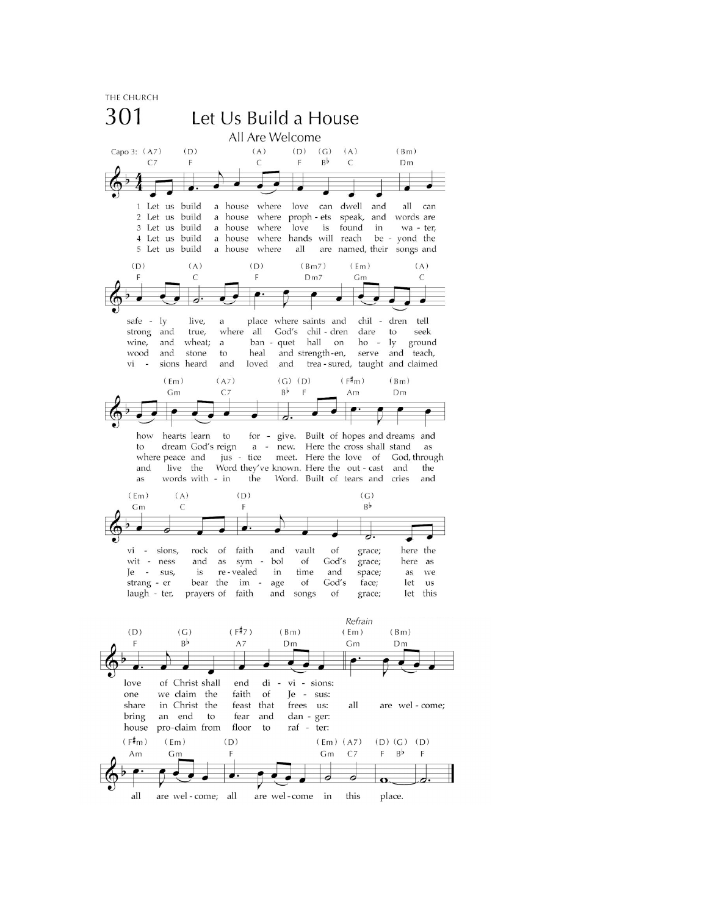THE CHURCH

# 301 Let Us Build a House

## All Are Welcome

Capo 3

1. Let us build a house where love can dwell and all can safely live, a place where saints and children tell how hearts learn to forgive. Built of hopes and dreams and visions, rock of faith and vault of grace; here the love of Christ shall end divisions:

2. Let us build a house where prophets speak, and words are strong and true, where all God's children dare to seek to dream God's reign anew. Here the cross shall stand as witness and as symbol of God's grace; here as one we claim the faith of Jesus:

3. Let us build a house where love is found in water, wine, and wheat; a banquet hall on holy ground where peace and justice meet. Here the love of God, through Jesus, is revealed in time and space; as we share in Christ the feast that frees us:

4. Let us build a house where hands will reach beyond the wood and stone to heal and strengthen, serve and teach, and live the Word they've known. Here the outcast and the stranger bear the image of God's face; let us bring an end to fear and danger:

5. Let us build a house where all are named, their songs and visions heard and loved and treasured, taught and claimed as words within the Word. Built of tears and cries and laughter, prayers of faith and songs of grace; let this house proclaim from floor to rafter:

*Refrain*

all are welcome; all are welcome; all are welcome in this place.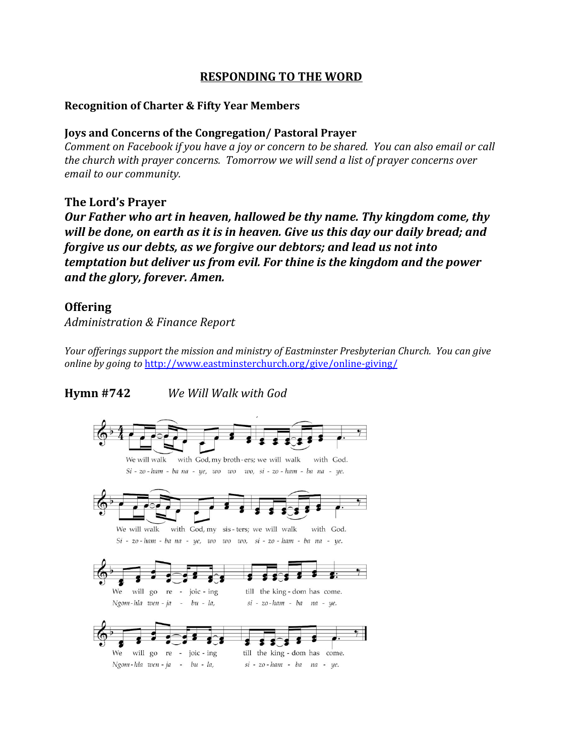## RESPONDING TO THE WORD

**Recognition of Charter & Fifty Year Members**

**Joys and Concerns of the Congregation/ Pastoral Prayer**

*Comment on Facebook if you have a joy or concern to be shared. You can also email or call the church with prayer concerns. Tomorrow we will send a list of prayer concerns over email to our community.*

### The Lord's Prayer

***Our Father who art in heaven, hallowed be thy name. Thy kingdom come, thy will be done, on earth as it is in heaven. Give us this day our daily bread; and forgive us our debts, as we forgive our debtors; and lead us not into temptation but deliver us from evil. For thine is the kingdom and the power and the glory, forever. Amen.***

### Offering

*Administration & Finance Report*

*Your offerings support the mission and ministry of Eastminster Presbyterian Church. You can give online by going to* http://www.eastminsterchurch.org/give/online-giving/

### Hymn #742 *We Will Walk with God*

We will walk with God, my broth-ers; we will walk with God.
*Si - zo - ham - ba na - ye, wo wo wo, si - zo - ham - ba na - ye.*

We will walk with God, my sis - ters; we will walk with God.
*Si - zo - ham - ba na - ye, wo wo wo, si - zo - ham - ba na - ye.*

We will go re - joic - ing till the king - dom has come.
*Ngom - hla wen - ja - bu - la, si - zo - ham - ba na - ye.*

We will go re - joic - ing till the king - dom has come.
*Ngom - hla wen - ja - bu - la, si - zo - ham - ba na - ye.*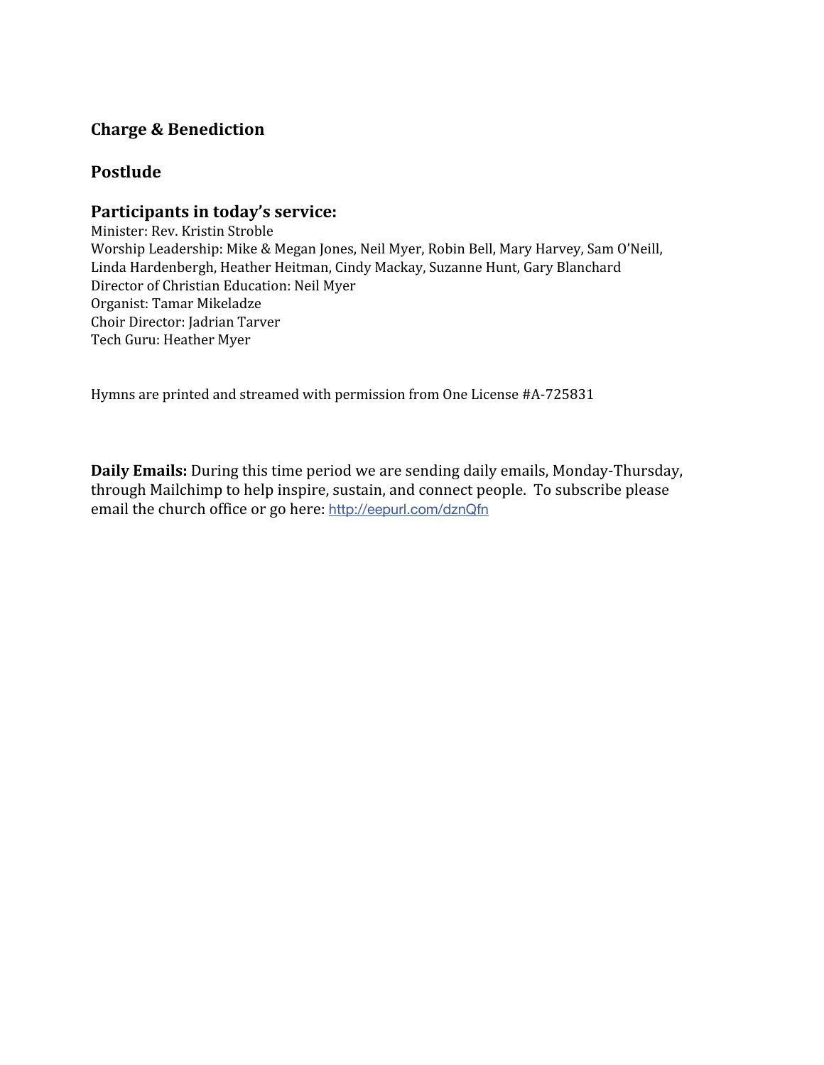## Charge & Benediction

## Postlude

## Participants in today's service:

Minister: Rev. Kristin Stroble
Worship Leadership: Mike & Megan Jones, Neil Myer, Robin Bell, Mary Harvey, Sam O'Neill, Linda Hardenbergh, Heather Heitman, Cindy Mackay, Suzanne Hunt, Gary Blanchard
Director of Christian Education: Neil Myer
Organist: Tamar Mikeladze
Choir Director: Jadrian Tarver
Tech Guru: Heather Myer

Hymns are printed and streamed with permission from One License #A-725831

**Daily Emails:** During this time period we are sending daily emails, Monday-Thursday, through Mailchimp to help inspire, sustain, and connect people. To subscribe please email the church office or go here: http://eepurl.com/dznQfn